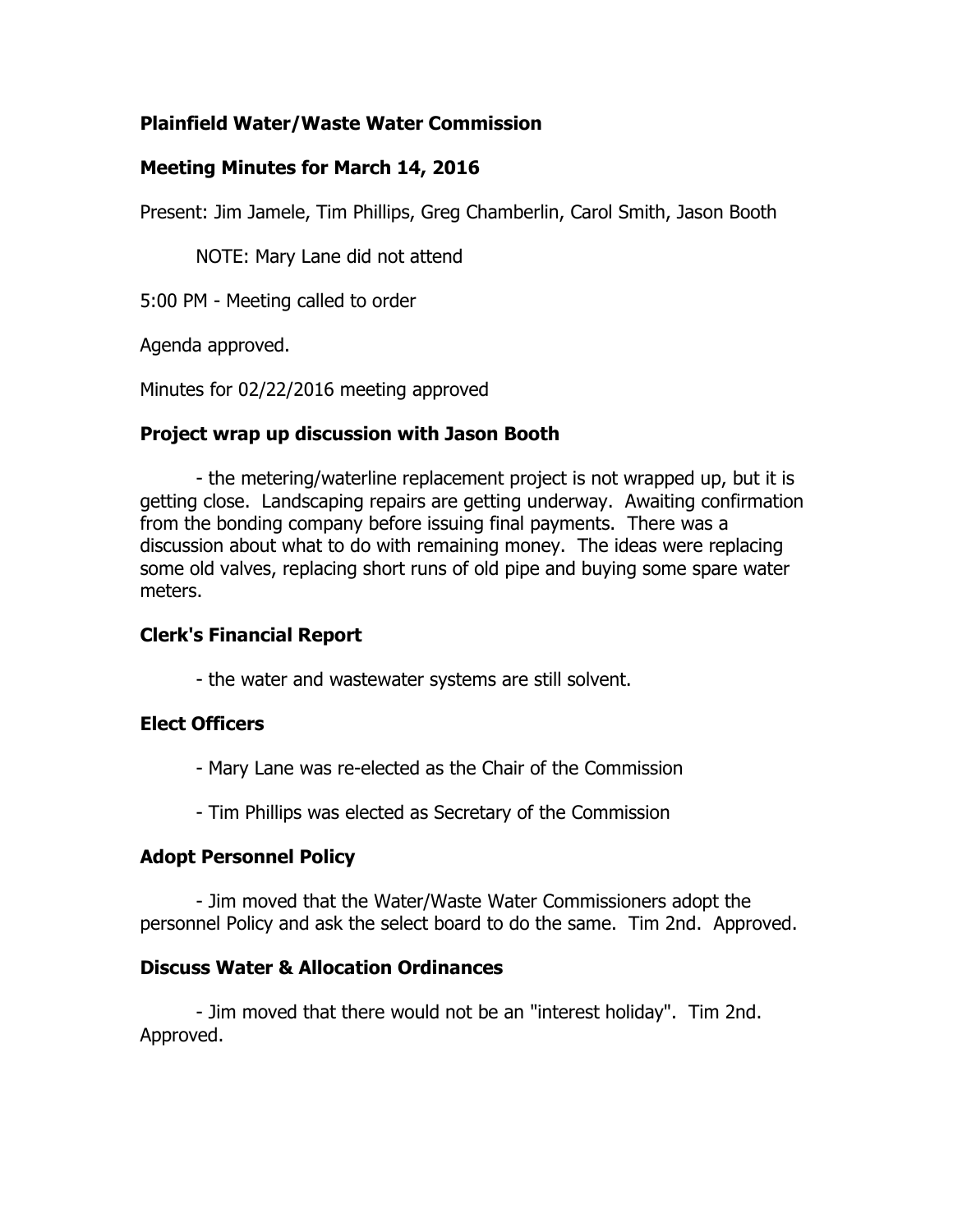**Plainfield Water/Waste Water Commission**

**Meeting Minutes for March 14, 2016**

Present: Jim Jamele, Tim Phillips, Greg Chamberlin, Carol Smith, Jason Booth

NOTE: Mary Lane did not attend

5:00 PM - Meeting called to order

Agenda approved.

Minutes for 02/22/2016 meeting approved

**Project wrap up discussion with Jason Booth**

- the metering/waterline replacement project is not wrapped up, but it is getting close. Landscaping repairs are getting underway. Awaiting confirmation from the bonding company before issuing final payments. There was a discussion about what to do with remaining money. The ideas were replacing some old valves, replacing short runs of old pipe and buying some spare water meters.

**Clerk's Financial Report**

- the water and wastewater systems are still solvent.

**Elect Officers**

- Mary Lane was re-elected as the Chair of the Commission

- Tim Phillips was elected as Secretary of the Commission

**Adopt Personnel Policy**

- Jim moved that the Water/Waste Water Commissioners adopt the personnel Policy and ask the select board to do the same. Tim 2nd. Approved.

**Discuss Water & Allocation Ordinances**

- Jim moved that there would not be an "interest holiday". Tim 2nd. Approved.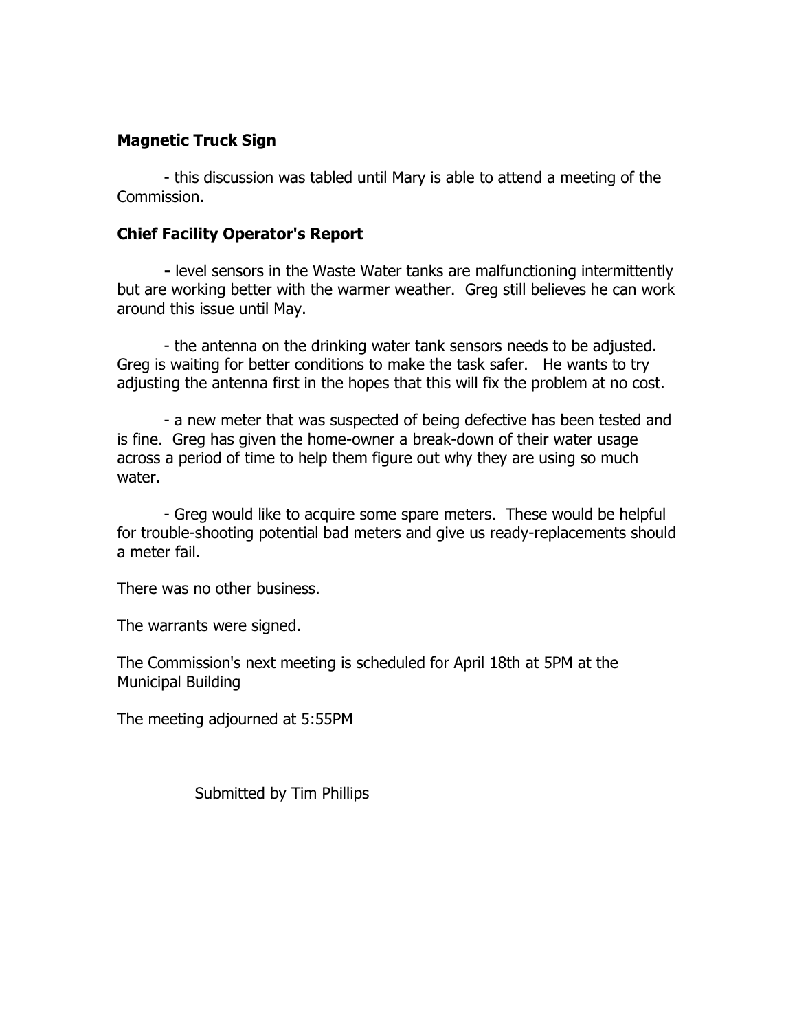**Magnetic Truck Sign**

- this discussion was tabled until Mary is able to attend a meeting of the Commission.

**Chief Facility Operator's Report**

- level sensors in the Waste Water tanks are malfunctioning intermittently but are working better with the warmer weather. Greg still believes he can work around this issue until May.

- the antenna on the drinking water tank sensors needs to be adjusted. Greg is waiting for better conditions to make the task safer. He wants to try adjusting the antenna first in the hopes that this will fix the problem at no cost.

- a new meter that was suspected of being defective has been tested and is fine. Greg has given the home-owner a break-down of their water usage across a period of time to help them figure out why they are using so much water.

- Greg would like to acquire some spare meters. These would be helpful for trouble-shooting potential bad meters and give us ready-replacements should a meter fail.

There was no other business.

The warrants were signed.

The Commission's next meeting is scheduled for April 18th at 5PM at the Municipal Building

The meeting adjourned at 5:55PM

Submitted by Tim Phillips